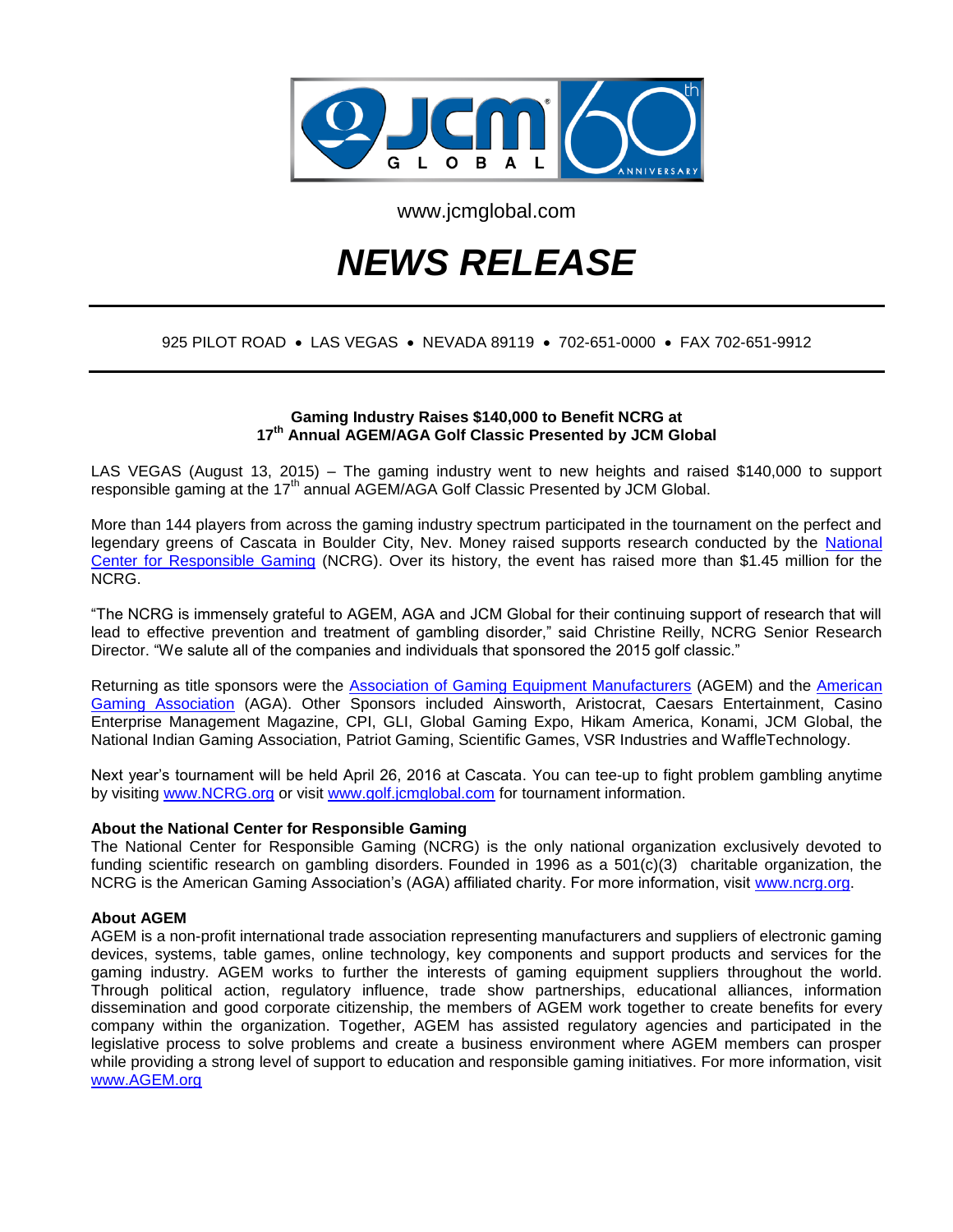www.jcmglobal.com

# *NEWS RELEASE*

925 PILOT ROAD • LAS VEGAS • NEVADA 89119 • 702-651-0000 • FAX 702-651-9912

**Gaming Industry Raises $140,000 to Benefit NCRG at 17th Annual AGEM/AGA Golf Classic Presented by JCM Global**

LAS VEGAS (August 13, 2015) – The gaming industry went to new heights and raised $140,000 to support responsible gaming at the 17th annual AGEM/AGA Golf Classic Presented by JCM Global.

More than 144 players from across the gaming industry spectrum participated in the tournament on the perfect and legendary greens of Cascata in Boulder City, Nev. Money raised supports research conducted by the National Center for Responsible Gaming (NCRG). Over its history, the event has raised more than $1.45 million for the NCRG.

"The NCRG is immensely grateful to AGEM, AGA and JCM Global for their continuing support of research that will lead to effective prevention and treatment of gambling disorder," said Christine Reilly, NCRG Senior Research Director. "We salute all of the companies and individuals that sponsored the 2015 golf classic."

Returning as title sponsors were the Association of Gaming Equipment Manufacturers (AGEM) and the American Gaming Association (AGA). Other Sponsors included Ainsworth, Aristocrat, Caesars Entertainment, Casino Enterprise Management Magazine, CPI, GLI, Global Gaming Expo, Hikam America, Konami, JCM Global, the National Indian Gaming Association, Patriot Gaming, Scientific Games, VSR Industries and WaffleTechnology.

Next year's tournament will be held April 26, 2016 at Cascata. You can tee-up to fight problem gambling anytime by visiting www.NCRG.org or visit www.golf.jcmglobal.com for tournament information.

**About the National Center for Responsible Gaming**

The National Center for Responsible Gaming (NCRG) is the only national organization exclusively devoted to funding scientific research on gambling disorders. Founded in 1996 as a 501(c)(3) charitable organization, the NCRG is the American Gaming Association's (AGA) affiliated charity. For more information, visit www.ncrg.org.

**About AGEM**

AGEM is a non-profit international trade association representing manufacturers and suppliers of electronic gaming devices, systems, table games, online technology, key components and support products and services for the gaming industry. AGEM works to further the interests of gaming equipment suppliers throughout the world. Through political action, regulatory influence, trade show partnerships, educational alliances, information dissemination and good corporate citizenship, the members of AGEM work together to create benefits for every company within the organization. Together, AGEM has assisted regulatory agencies and participated in the legislative process to solve problems and create a business environment where AGEM members can prosper while providing a strong level of support to education and responsible gaming initiatives. For more information, visit www.AGEM.org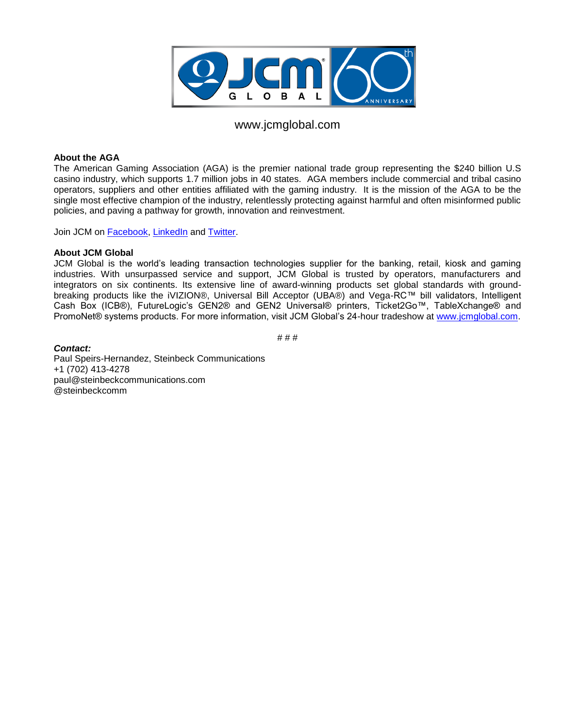www.jcmglobal.com

**About the AGA**
The American Gaming Association (AGA) is the premier national trade group representing the $240 billion U.S casino industry, which supports 1.7 million jobs in 40 states. AGA members include commercial and tribal casino operators, suppliers and other entities affiliated with the gaming industry. It is the mission of the AGA to be the single most effective champion of the industry, relentlessly protecting against harmful and often misinformed public policies, and paving a pathway for growth, innovation and reinvestment.

Join JCM on Facebook, LinkedIn and Twitter.

**About JCM Global**
JCM Global is the world's leading transaction technologies supplier for the banking, retail, kiosk and gaming industries. With unsurpassed service and support, JCM Global is trusted by operators, manufacturers and integrators on six continents. Its extensive line of award-winning products set global standards with ground-breaking products like the iVIZION®, Universal Bill Acceptor (UBA®) and Vega-RC™ bill validators, Intelligent Cash Box (ICB®), FutureLogic's GEN2® and GEN2 Universal® printers, Ticket2Go™, TableXchange® and PromoNet® systems products. For more information, visit JCM Global's 24-hour tradeshow at www.jcmglobal.com.

# # #

***Contact:***
Paul Speirs-Hernandez, Steinbeck Communications
+1 (702) 413-4278
paul@steinbeckcommunications.com
@steinbeckcomm